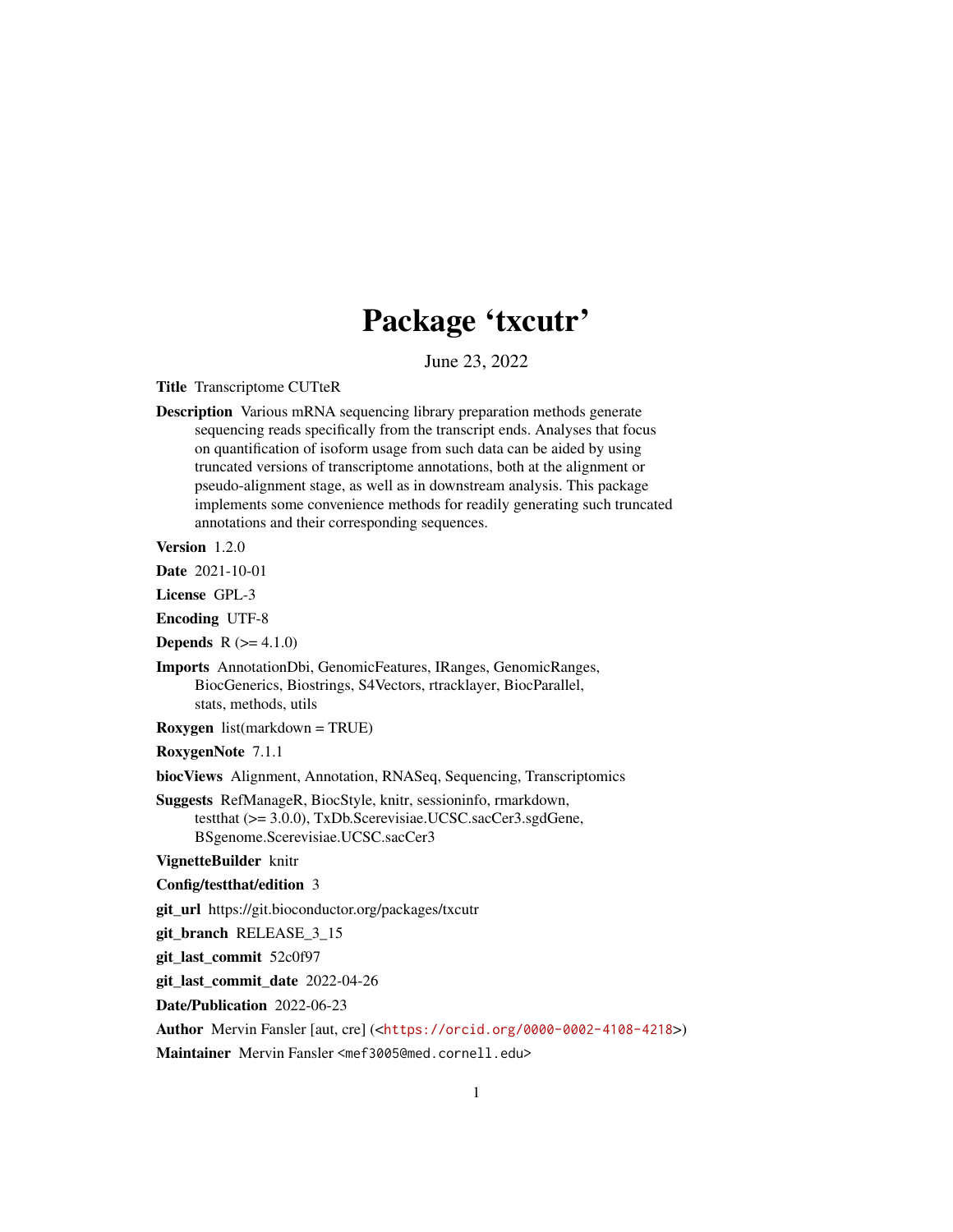# Package 'txcutr'

June 23, 2022

**Title** Transcriptome CUTteR

**Description** Various mRNA sequencing library preparation methods generate sequencing reads specifically from the transcript ends. Analyses that focus on quantification of isoform usage from such data can be aided by using truncated versions of transcriptome annotations, both at the alignment or pseudo-alignment stage, as well as in downstream analysis. This package implements some convenience methods for readily generating such truncated annotations and their corresponding sequences.

**Version** 1.2.0

**Date** 2021-10-01

**License** GPL-3

**Encoding** UTF-8

**Depends** R (>= 4.1.0)

**Imports** AnnotationDbi, GenomicFeatures, IRanges, GenomicRanges, BiocGenerics, Biostrings, S4Vectors, rtracklayer, BiocParallel, stats, methods, utils

**Roxygen** list(markdown = TRUE)

**RoxygenNote** 7.1.1

**biocViews** Alignment, Annotation, RNASeq, Sequencing, Transcriptomics

**Suggests** RefManageR, BiocStyle, knitr, sessioninfo, rmarkdown, testthat (>= 3.0.0), TxDb.Scerevisiae.UCSC.sacCer3.sgdGene, BSgenome.Scerevisiae.UCSC.sacCer3

**VignetteBuilder** knitr

**Config/testthat/edition** 3

**git_url** https://git.bioconductor.org/packages/txcutr

**git_branch** RELEASE_3_15

**git_last_commit** 52c0f97

**git_last_commit_date** 2022-04-26

**Date/Publication** 2022-06-23

**Author** Mervin Fansler [aut, cre] (<https://orcid.org/0000-0002-4108-4218>)

**Maintainer** Mervin Fansler <mef3005@med.cornell.edu>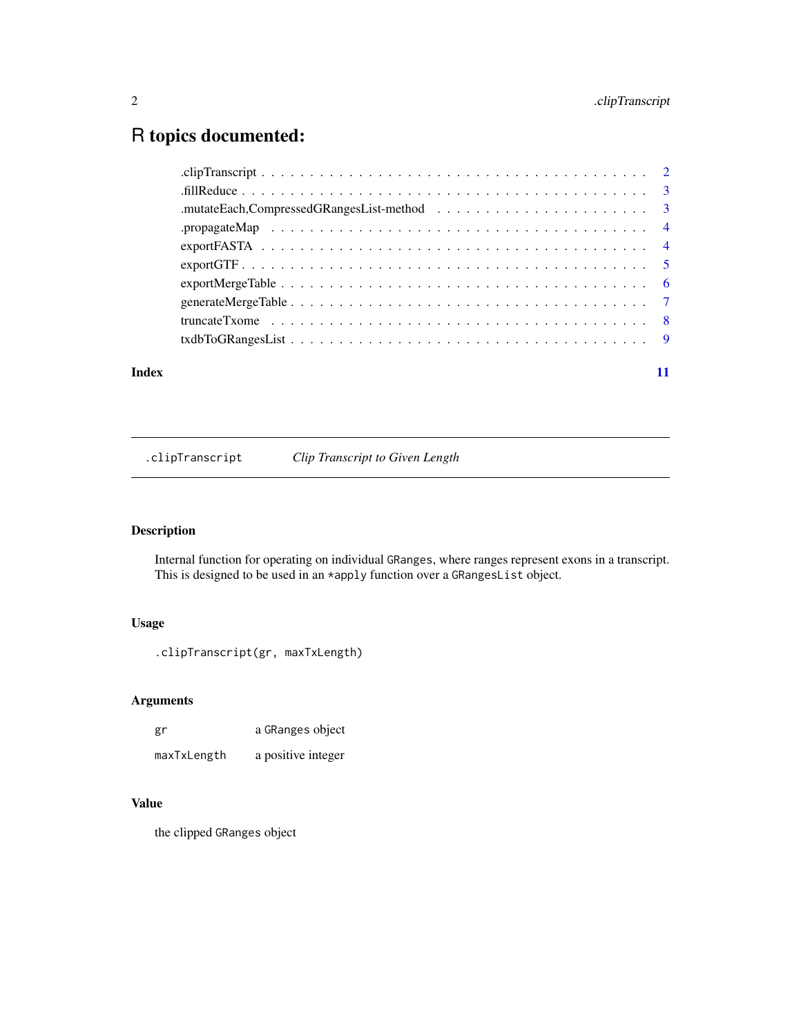# R topics documented:

| | |
|---|---|
| .clipTranscript | 2 |
| .fillReduce | 3 |
| .mutateEach,CompressedGRangesList-method | 3 |
| .propagateMap | 4 |
| exportFASTA | 4 |
| exportGTF | 5 |
| exportMergeTable | 6 |
| generateMergeTable | 7 |
| truncateTxome | 8 |
| txdbToGRangesList | 9 |
| **Index** | **11** |

---

## `.clipTranscript` — *Clip Transcript to Given Length*

---

### Description

Internal function for operating on individual `GRanges`, where ranges represent exons in a transcript. This is designed to be used in an `*apply` function over a `GRangesList` object.

### Usage

```
.clipTranscript(gr, maxTxLength)
```

### Arguments

| | |
|---|---|
| `gr` | a `GRanges` object |
| `maxTxLength` | a positive integer |

### Value

the clipped `GRanges` object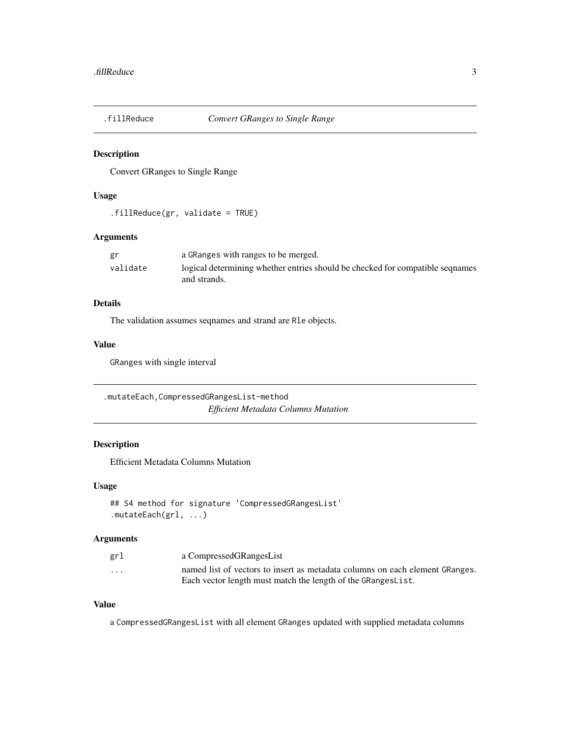## .fillReduce — *Convert GRanges to Single Range*

### Description

Convert GRanges to Single Range

### Usage

```
.fillReduce(gr, validate = TRUE)
```

### Arguments

| | |
|---|---|
| gr | a GRanges with ranges to be merged. |
| validate | logical determining whether entries should be checked for compatible seqnames and strands. |

### Details

The validation assumes seqnames and strand are Rle objects.

### Value

GRanges with single interval

## .mutateEach,CompressedGRangesList-method — *Efficient Metadata Columns Mutation*

### Description

Efficient Metadata Columns Mutation

### Usage

```
## S4 method for signature 'CompressedGRangesList'
.mutateEach(grl, ...)
```

### Arguments

| | |
|---|---|
| grl | a CompressedGRangesList |
| ... | named list of vectors to insert as metadata columns on each element GRanges. Each vector length must match the length of the GRangesList. |

### Value

a CompressedGRangesList with all element GRanges updated with supplied metadata columns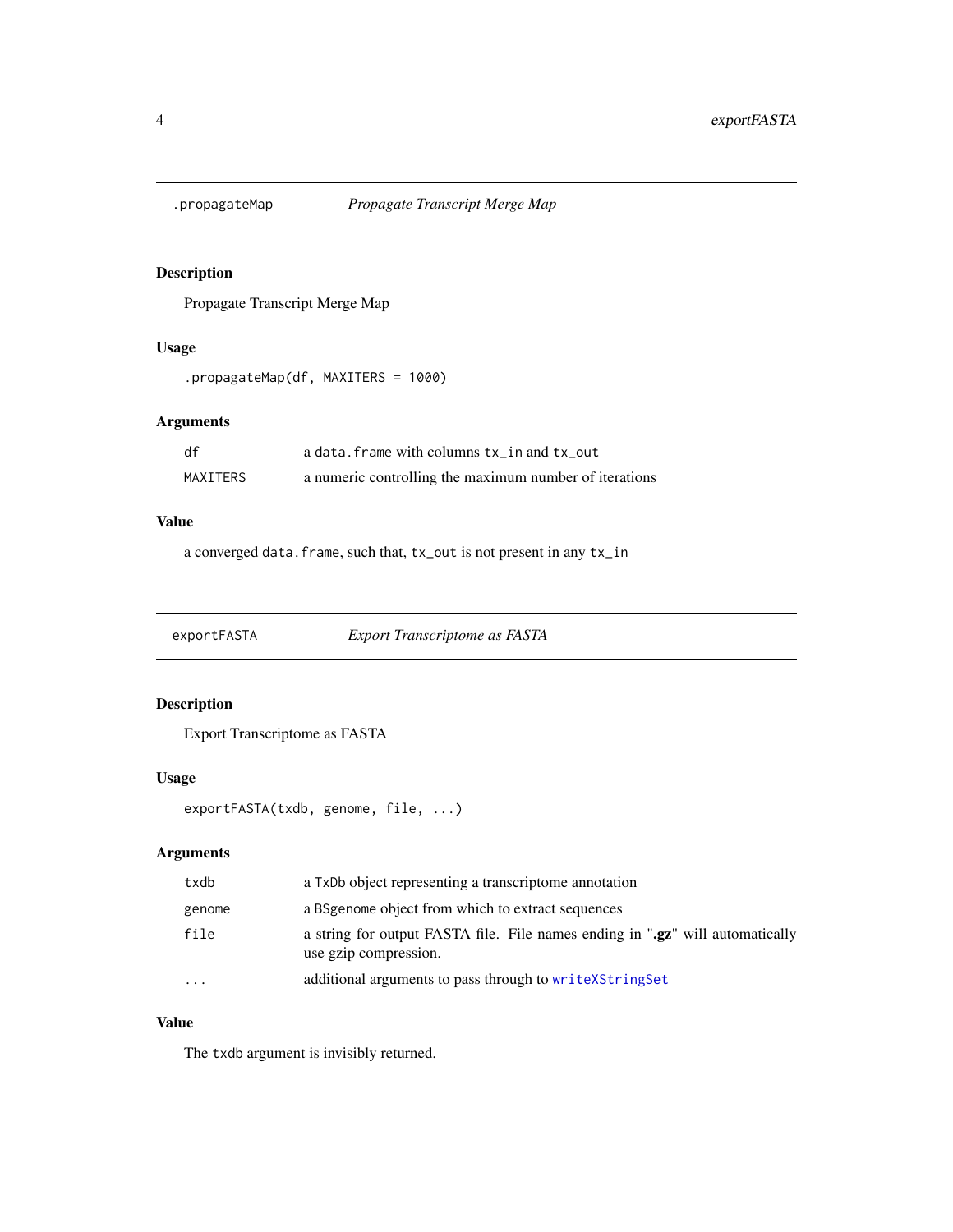## .propagateMap *Propagate Transcript Merge Map*

### Description

Propagate Transcript Merge Map

### Usage

```
.propagateMap(df, MAXITERS = 1000)
```

### Arguments

| | |
|---|---|
| `df` | a `data.frame` with columns `tx_in` and `tx_out` |
| `MAXITERS` | a numeric controlling the maximum number of iterations |

### Value

a converged `data.frame`, such that, `tx_out` is not present in any `tx_in`

## exportFASTA *Export Transcriptome as FASTA*

### Description

Export Transcriptome as FASTA

### Usage

```
exportFASTA(txdb, genome, file, ...)
```

### Arguments

| | |
|---|---|
| `txdb` | a `TxDb` object representing a transcriptome annotation |
| `genome` | a `BSgenome` object from which to extract sequences |
| `file` | a string for output FASTA file. File names ending in "**.gz**" will automatically use gzip compression. |
| `...` | additional arguments to pass through to `writeXStringSet` |

### Value

The `txdb` argument is invisibly returned.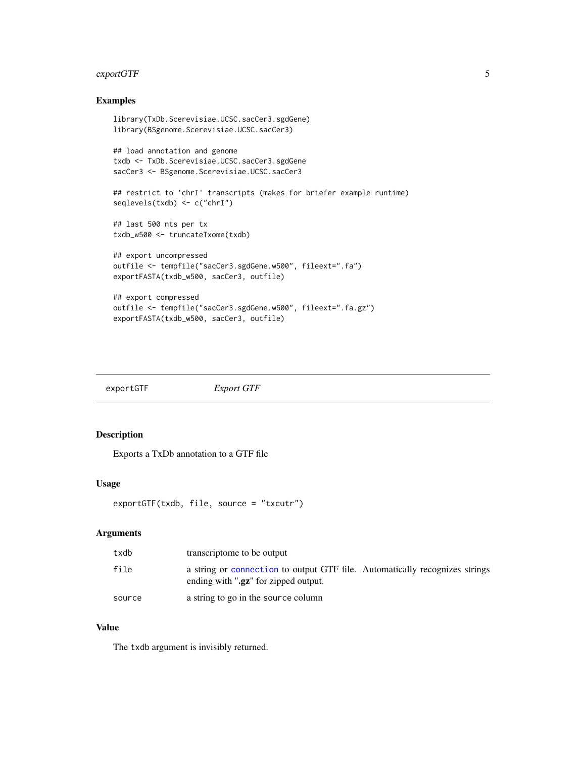## Examples

```
library(TxDb.Scerevisiae.UCSC.sacCer3.sgdGene)
library(BSgenome.Scerevisiae.UCSC.sacCer3)

## load annotation and genome
txdb <- TxDb.Scerevisiae.UCSC.sacCer3.sgdGene
sacCer3 <- BSgenome.Scerevisiae.UCSC.sacCer3

## restrict to 'chrI' transcripts (makes for briefer example runtime)
seqlevels(txdb) <- c("chrI")

## last 500 nts per tx
txdb_w500 <- truncateTxome(txdb)

## export uncompressed
outfile <- tempfile("sacCer3.sgdGene.w500", fileext=".fa")
exportFASTA(txdb_w500, sacCer3, outfile)

## export compressed
outfile <- tempfile("sacCer3.sgdGene.w500", fileext=".fa.gz")
exportFASTA(txdb_w500, sacCer3, outfile)
```

---

# exportGTF *Export GTF*

## Description

Exports a TxDb annotation to a GTF file

## Usage

```
exportGTF(txdb, file, source = "txcutr")
```

## Arguments

| | |
|---|---|
| txdb | transcriptome to be output |
| file | a string or connection to output GTF file. Automatically recognizes strings ending with "**.gz**" for zipped output. |
| source | a string to go in the source column |

## Value

The txdb argument is invisibly returned.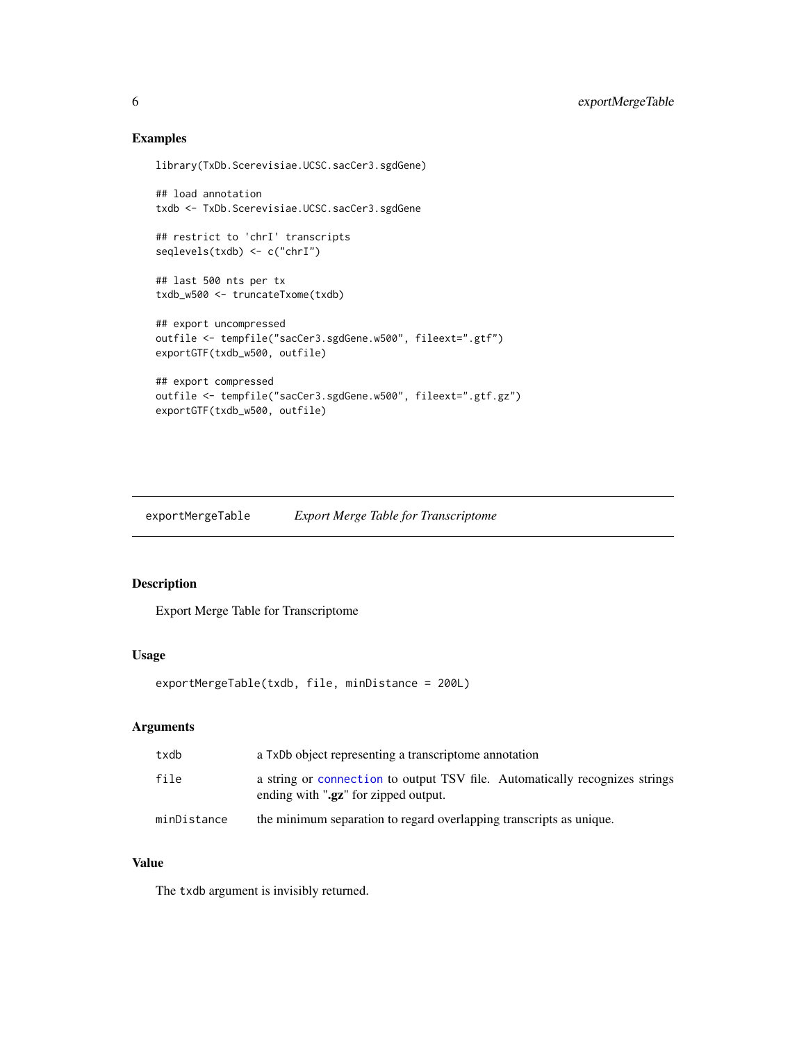## Examples

```
library(TxDb.Scerevisiae.UCSC.sacCer3.sgdGene)

## load annotation
txdb <- TxDb.Scerevisiae.UCSC.sacCer3.sgdGene

## restrict to 'chrI' transcripts
seqlevels(txdb) <- c("chrI")

## last 500 nts per tx
txdb_w500 <- truncateTxome(txdb)

## export uncompressed
outfile <- tempfile("sacCer3.sgdGene.w500", fileext=".gtf")
exportGTF(txdb_w500, outfile)

## export compressed
outfile <- tempfile("sacCer3.sgdGene.w500", fileext=".gtf.gz")
exportGTF(txdb_w500, outfile)
```

---

# exportMergeTable — *Export Merge Table for Transcriptome*

---

## Description

Export Merge Table for Transcriptome

## Usage

```
exportMergeTable(txdb, file, minDistance = 200L)
```

## Arguments

| | |
|---|---|
| txdb | a TxDb object representing a transcriptome annotation |
| file | a string or connection to output TSV file. Automatically recognizes strings ending with "**.gz**" for zipped output. |
| minDistance | the minimum separation to regard overlapping transcripts as unique. |

## Value

The txdb argument is invisibly returned.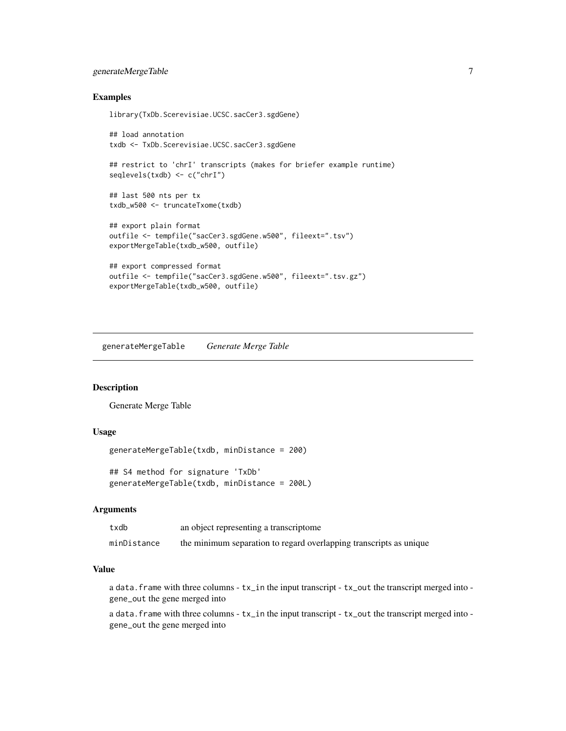### Examples

```
library(TxDb.Scerevisiae.UCSC.sacCer3.sgdGene)

## load annotation
txdb <- TxDb.Scerevisiae.UCSC.sacCer3.sgdGene

## restrict to 'chrI' transcripts (makes for briefer example runtime)
seqlevels(txdb) <- c("chrI")

## last 500 nts per tx
txdb_w500 <- truncateTxome(txdb)

## export plain format
outfile <- tempfile("sacCer3.sgdGene.w500", fileext=".tsv")
exportMergeTable(txdb_w500, outfile)

## export compressed format
outfile <- tempfile("sacCer3.sgdGene.w500", fileext=".tsv.gz")
exportMergeTable(txdb_w500, outfile)
```

## generateMergeTable    *Generate Merge Table*

### Description

Generate Merge Table

### Usage

```
generateMergeTable(txdb, minDistance = 200)

## S4 method for signature 'TxDb'
generateMergeTable(txdb, minDistance = 200L)
```

### Arguments

| | |
|---|---|
| txdb | an object representing a transcriptome |
| minDistance | the minimum separation to regard overlapping transcripts as unique |

### Value

a data.frame with three columns - tx_in the input transcript - tx_out the transcript merged into - gene_out the gene merged into

a data.frame with three columns - tx_in the input transcript - tx_out the transcript merged into - gene_out the gene merged into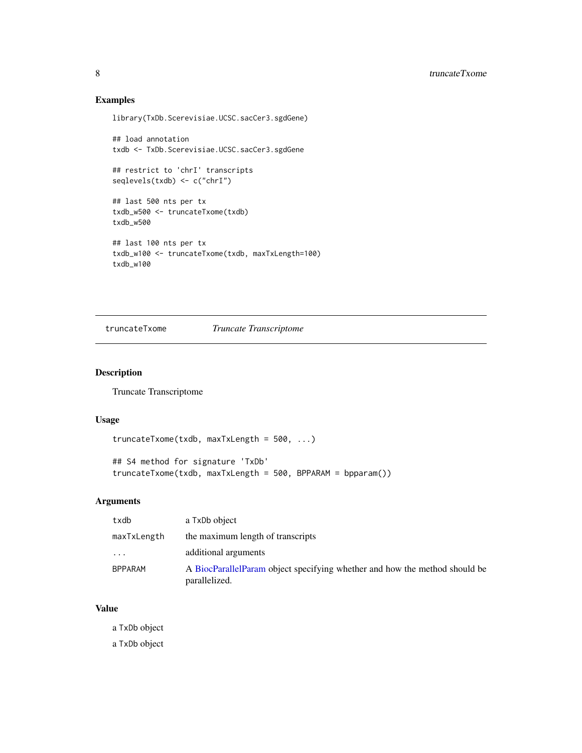## Examples

```
library(TxDb.Scerevisiae.UCSC.sacCer3.sgdGene)

## load annotation
txdb <- TxDb.Scerevisiae.UCSC.sacCer3.sgdGene

## restrict to 'chrI' transcripts
seqlevels(txdb) <- c("chrI")

## last 500 nts per tx
txdb_w500 <- truncateTxome(txdb)
txdb_w500

## last 100 nts per tx
txdb_w100 <- truncateTxome(txdb, maxTxLength=100)
txdb_w100
```

---

truncateTxome    *Truncate Transcriptome*

---

## Description

Truncate Transcriptome

## Usage

```
truncateTxome(txdb, maxTxLength = 500, ...)

## S4 method for signature 'TxDb'
truncateTxome(txdb, maxTxLength = 500, BPPARAM = bpparam())
```

## Arguments

| | |
|---|---|
| txdb | a TxDb object |
| maxTxLength | the maximum length of transcripts |
| ... | additional arguments |
| BPPARAM | A BiocParallelParam object specifying whether and how the method should be parallelized. |

## Value

a TxDb object

a TxDb object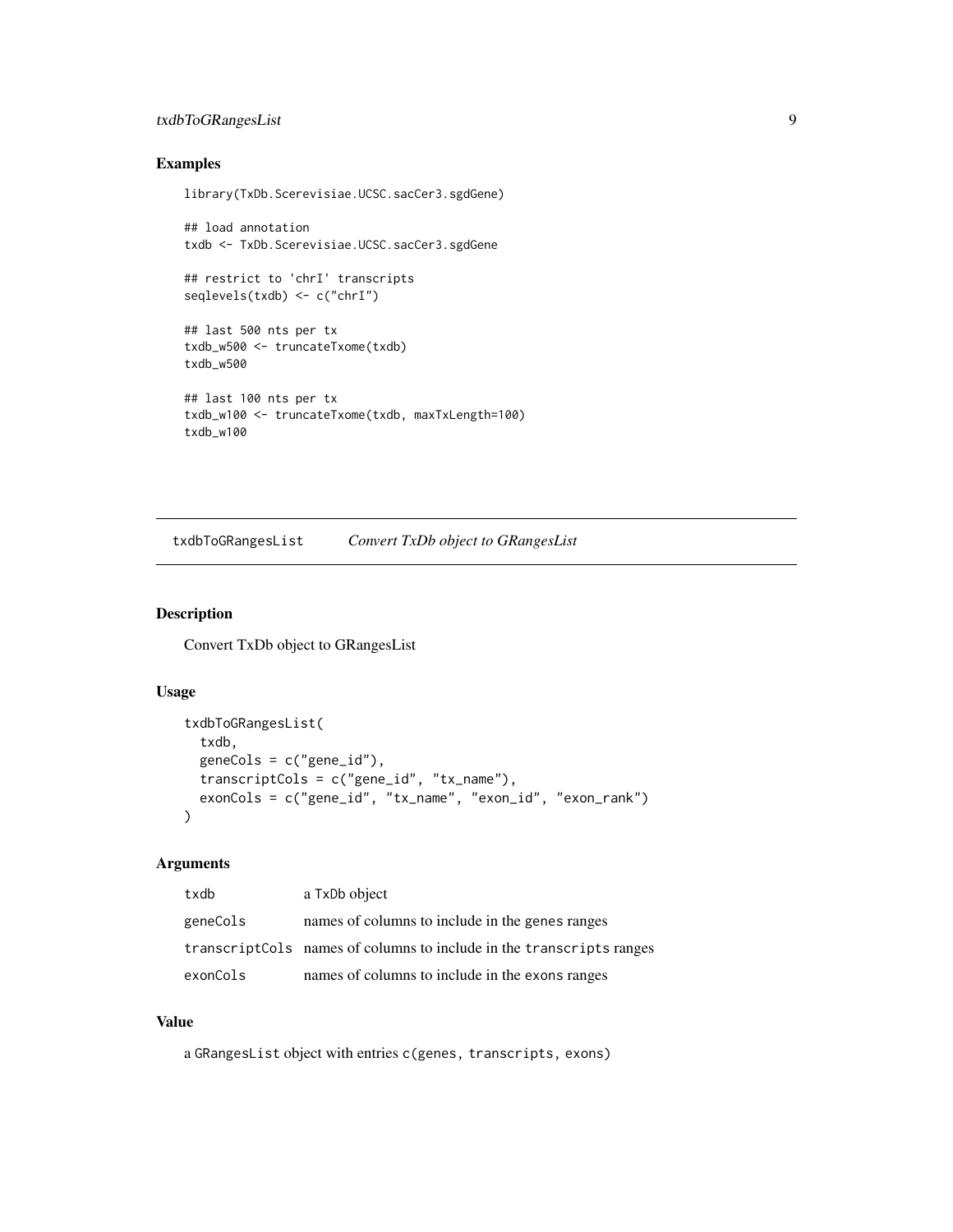## Examples

```
library(TxDb.Scerevisiae.UCSC.sacCer3.sgdGene)

## load annotation
txdb <- TxDb.Scerevisiae.UCSC.sacCer3.sgdGene

## restrict to 'chrI' transcripts
seqlevels(txdb) <- c("chrI")

## last 500 nts per tx
txdb_w500 <- truncateTxome(txdb)
txdb_w500

## last 100 nts per tx
txdb_w100 <- truncateTxome(txdb, maxTxLength=100)
txdb_w100
```

---

# txdbToGRangesList *Convert TxDb object to GRangesList*

---

## Description

Convert TxDb object to GRangesList

## Usage

```
txdbToGRangesList(
  txdb,
  geneCols = c("gene_id"),
  transcriptCols = c("gene_id", "tx_name"),
  exonCols = c("gene_id", "tx_name", "exon_id", "exon_rank")
)
```

## Arguments

| | |
|---|---|
| txdb | a TxDb object |
| geneCols | names of columns to include in the genes ranges |
| transcriptCols | names of columns to include in the transcripts ranges |
| exonCols | names of columns to include in the exons ranges |

## Value

a GRangesList object with entries c(genes, transcripts, exons)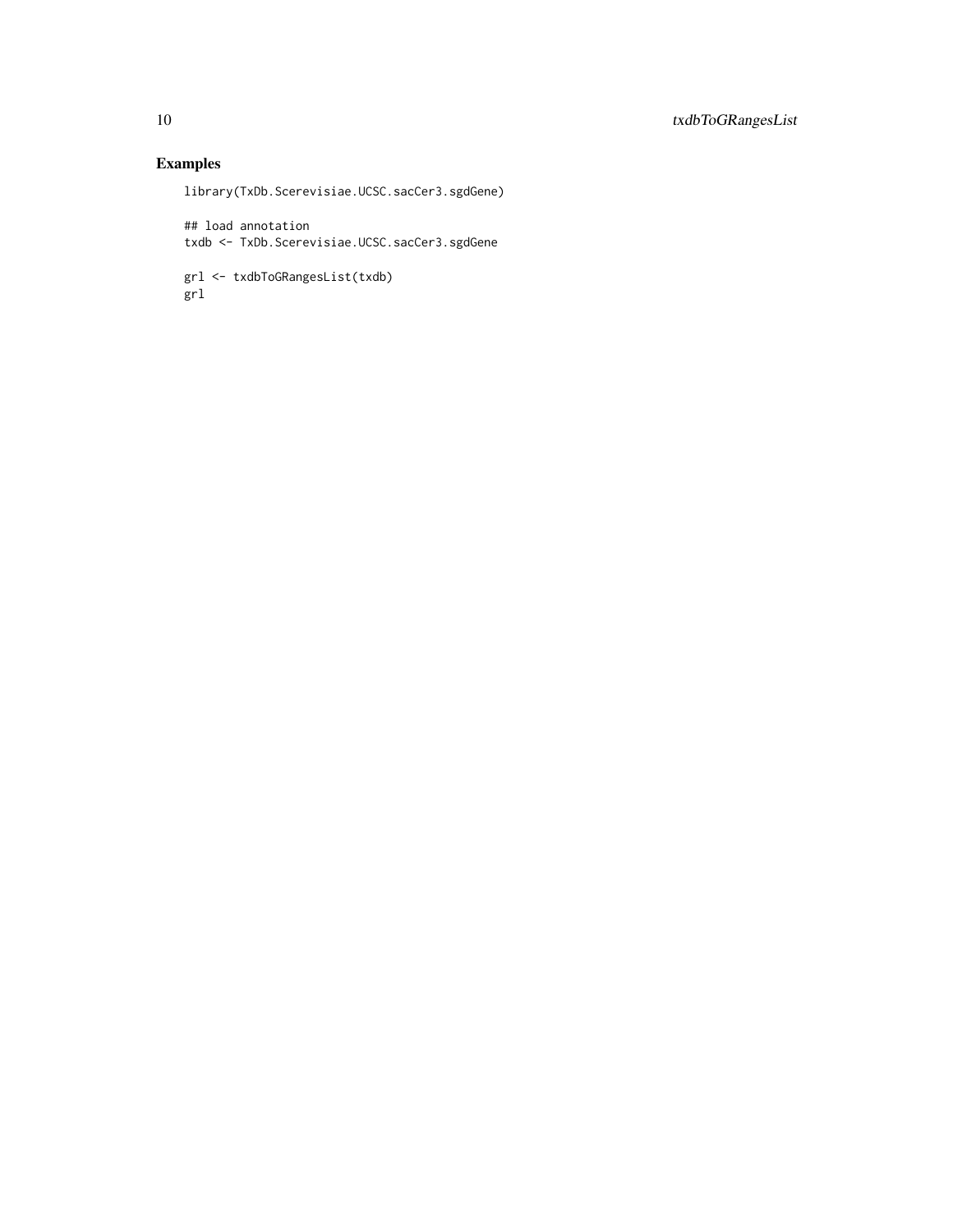## Examples

```
library(TxDb.Scerevisiae.UCSC.sacCer3.sgdGene)

## load annotation
txdb <- TxDb.Scerevisiae.UCSC.sacCer3.sgdGene

grl <- txdbToGRangesList(txdb)
grl
```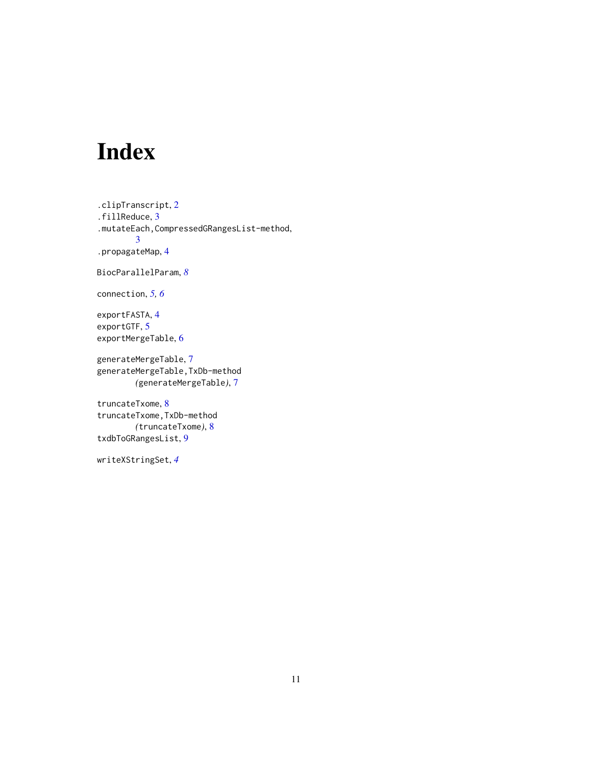# Index

.clipTranscript, 2
.fillReduce, 3
.mutateEach,CompressedGRangesList-method, 3
.propagateMap, 4

BiocParallelParam, *8*

connection, *5, 6*

exportFASTA, 4
exportGTF, 5
exportMergeTable, 6

generateMergeTable, 7
generateMergeTable,TxDb-method (generateMergeTable), 7

truncateTxome, 8
truncateTxome,TxDb-method (truncateTxome), 8
txdbToGRangesList, 9

writeXStringSet, *4*